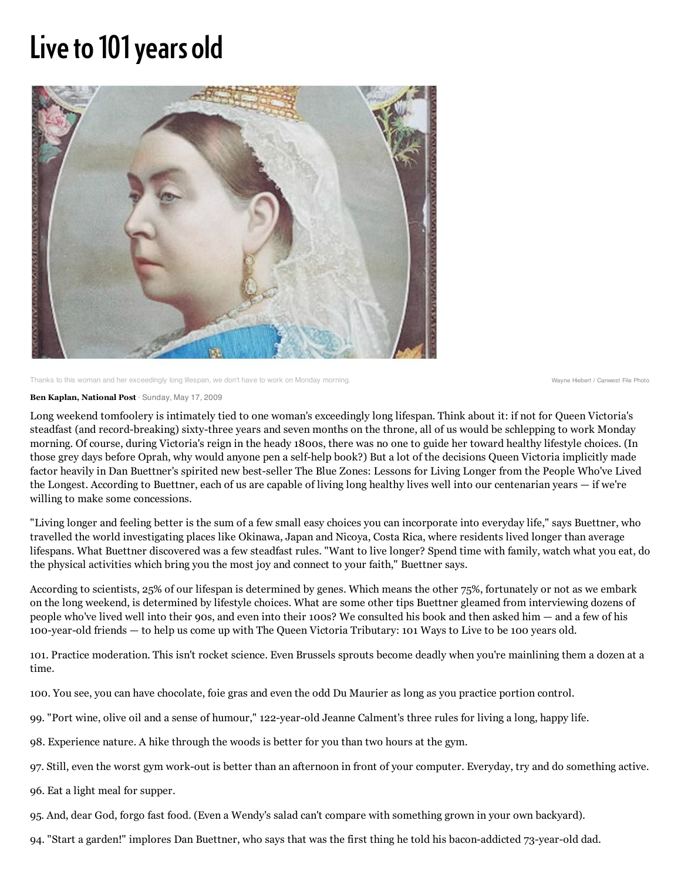# Live to 101 years old

Thanks to this woman and her exceedingly long lifespan, we don't have to work on Monday morning.

Wayne Hiebert / Canwest File Photo

**Ben Kaplan, National Post** · Sunday, May 17, 2009

Long weekend tomfoolery is intimately tied to one woman's exceedingly long lifespan. Think about it: if not for Queen Victoria's steadfast (and record-breaking) sixty-three years and seven months on the throne, all of us would be schlepping to work Monday morning. Of course, during Victoria's reign in the heady 1800s, there was no one to guide her toward healthy lifestyle choices. (In those grey days before Oprah, why would anyone pen a self-help book?) But a lot of the decisions Queen Victoria implicitly made factor heavily in Dan Buettner's spirited new best-seller The Blue Zones: Lessons for Living Longer from the People Who've Lived the Longest. According to Buettner, each of us are capable of living long healthy lives well into our centenarian years — if we're willing to make some concessions.

"Living longer and feeling better is the sum of a few small easy choices you can incorporate into everyday life," says Buettner, who travelled the world investigating places like Okinawa, Japan and Nicoya, Costa Rica, where residents lived longer than average lifespans. What Buettner discovered was a few steadfast rules. "Want to live longer? Spend time with family, watch what you eat, do the physical activities which bring you the most joy and connect to your faith," Buettner says.

According to scientists, 25% of our lifespan is determined by genes. Which means the other 75%, fortunately or not as we embark on the long weekend, is determined by lifestyle choices. What are some other tips Buettner gleamed from interviewing dozens of people who've lived well into their 90s, and even into their 100s? We consulted his book and then asked him — and a few of his 100-year-old friends — to help us come up with The Queen Victoria Tributary: 101 Ways to Live to be 100 years old.

101. Practice moderation. This isn't rocket science. Even Brussels sprouts become deadly when you're mainlining them a dozen at a time.

100. You see, you can have chocolate, foie gras and even the odd Du Maurier as long as you practice portion control.

99. "Port wine, olive oil and a sense of humour," 122-year-old Jeanne Calment's three rules for living a long, happy life.

98. Experience nature. A hike through the woods is better for you than two hours at the gym.

97. Still, even the worst gym work-out is better than an afternoon in front of your computer. Everyday, try and do something active.

96. Eat a light meal for supper.

95. And, dear God, forgo fast food. (Even a Wendy's salad can't compare with something grown in your own backyard).

94. "Start a garden!" implores Dan Buettner, who says that was the first thing he told his bacon-addicted 73-year-old dad.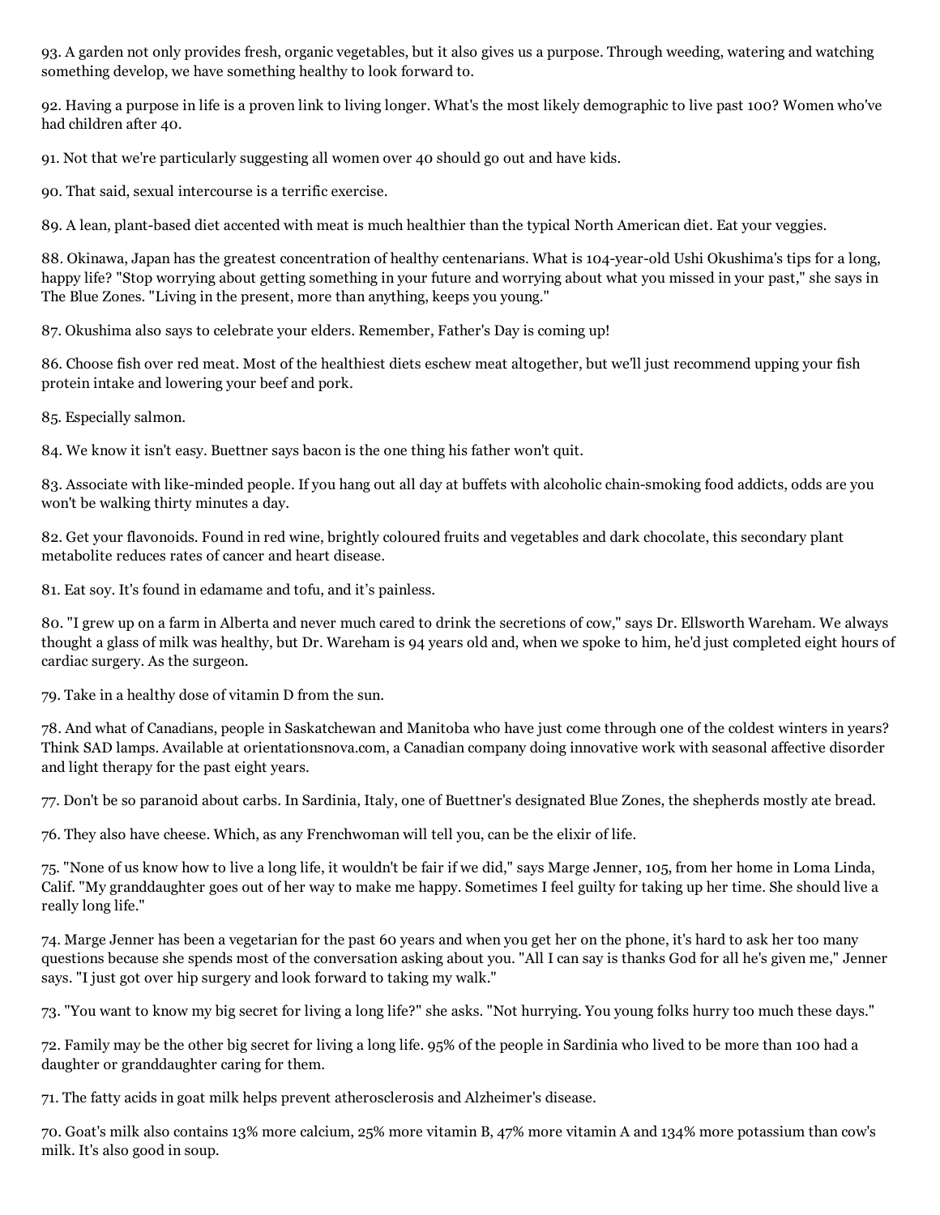93. A garden not only provides fresh, organic vegetables, but it also gives us a purpose. Through weeding, watering and watching something develop, we have something healthy to look forward to.

92. Having a purpose in life is a proven link to living longer. What's the most likely demographic to live past 100? Women who've had children after 40.

91. Not that we're particularly suggesting all women over 40 should go out and have kids.

90. That said, sexual intercourse is a terrific exercise.

89. A lean, plant-based diet accented with meat is much healthier than the typical North American diet. Eat your veggies.

88. Okinawa, Japan has the greatest concentration of healthy centenarians. What is 104-year-old Ushi Okushima's tips for a long, happy life? "Stop worrying about getting something in your future and worrying about what you missed in your past," she says in The Blue Zones. "Living in the present, more than anything, keeps you young."

87. Okushima also says to celebrate your elders. Remember, Father's Day is coming up!

86. Choose fish over red meat. Most of the healthiest diets eschew meat altogether, but we'll just recommend upping your fish protein intake and lowering your beef and pork.

85. Especially salmon.

84. We know it isn't easy. Buettner says bacon is the one thing his father won't quit.

83. Associate with like-minded people. If you hang out all day at buffets with alcoholic chain-smoking food addicts, odds are you won't be walking thirty minutes a day.

82. Get your flavonoids. Found in red wine, brightly coloured fruits and vegetables and dark chocolate, this secondary plant metabolite reduces rates of cancer and heart disease.

81. Eat soy. It's found in edamame and tofu, and it's painless.

80. "I grew up on a farm in Alberta and never much cared to drink the secretions of cow," says Dr. Ellsworth Wareham. We always thought a glass of milk was healthy, but Dr. Wareham is 94 years old and, when we spoke to him, he'd just completed eight hours of cardiac surgery. As the surgeon.

79. Take in a healthy dose of vitamin D from the sun.

78. And what of Canadians, people in Saskatchewan and Manitoba who have just come through one of the coldest winters in years? Think SAD lamps. Available at orientationsnova.com, a Canadian company doing innovative work with seasonal affective disorder and light therapy for the past eight years.

77. Don't be so paranoid about carbs. In Sardinia, Italy, one of Buettner's designated Blue Zones, the shepherds mostly ate bread.

76. They also have cheese. Which, as any Frenchwoman will tell you, can be the elixir of life.

75. "None of us know how to live a long life, it wouldn't be fair if we did," says Marge Jenner, 105, from her home in Loma Linda, Calif. "My granddaughter goes out of her way to make me happy. Sometimes I feel guilty for taking up her time. She should live a really long life."

74. Marge Jenner has been a vegetarian for the past 60 years and when you get her on the phone, it's hard to ask her too many questions because she spends most of the conversation asking about you. "All I can say is thanks God for all he's given me," Jenner says. "I just got over hip surgery and look forward to taking my walk."

73. "You want to know my big secret for living a long life?" she asks. "Not hurrying. You young folks hurry too much these days."

72. Family may be the other big secret for living a long life. 95% of the people in Sardinia who lived to be more than 100 had a daughter or granddaughter caring for them.

71. The fatty acids in goat milk helps prevent atherosclerosis and Alzheimer's disease.

70. Goat's milk also contains 13% more calcium, 25% more vitamin B, 47% more vitamin A and 134% more potassium than cow's milk. It's also good in soup.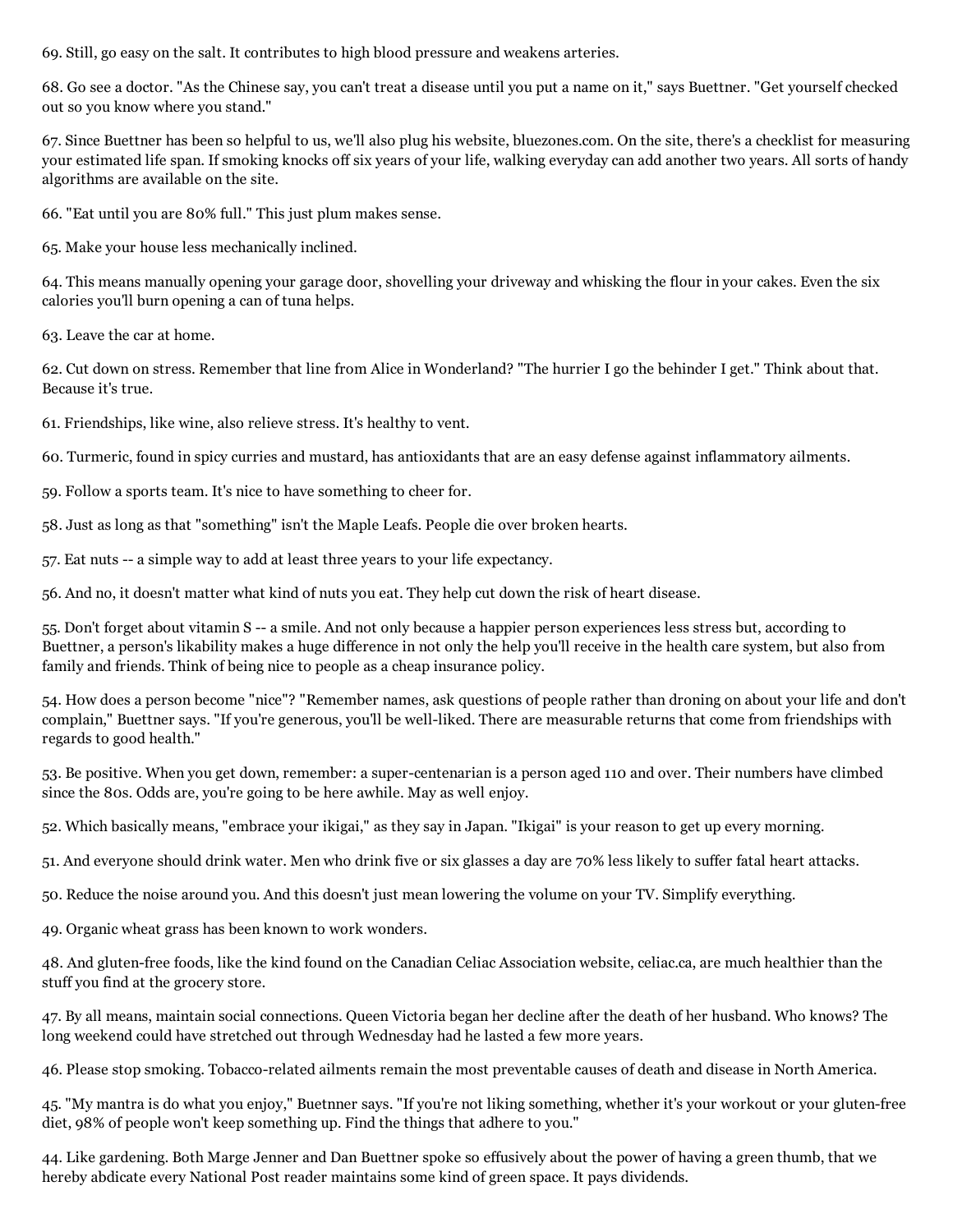69. Still, go easy on the salt. It contributes to high blood pressure and weakens arteries.

68. Go see a doctor. "As the Chinese say, you can't treat a disease until you put a name on it," says Buettner. "Get yourself checked out so you know where you stand."

67. Since Buettner has been so helpful to us, we'll also plug his website, bluezones.com. On the site, there's a checklist for measuring your estimated life span. If smoking knocks off six years of your life, walking everyday can add another two years. All sorts of handy algorithms are available on the site.

66. "Eat until you are 80% full." This just plum makes sense.

65. Make your house less mechanically inclined.

64. This means manually opening your garage door, shovelling your driveway and whisking the flour in your cakes. Even the six calories you'll burn opening a can of tuna helps.

63. Leave the car at home.

62. Cut down on stress. Remember that line from Alice in Wonderland? "The hurrier I go the behinder I get." Think about that. Because it's true.

61. Friendships, like wine, also relieve stress. It's healthy to vent.

60. Turmeric, found in spicy curries and mustard, has antioxidants that are an easy defense against inflammatory ailments.

59. Follow a sports team. It's nice to have something to cheer for.

58. Just as long as that "something" isn't the Maple Leafs. People die over broken hearts.

57. Eat nuts -- a simple way to add at least three years to your life expectancy.

56. And no, it doesn't matter what kind of nuts you eat. They help cut down the risk of heart disease.

55. Don't forget about vitamin S -- a smile. And not only because a happier person experiences less stress but, according to Buettner, a person's likability makes a huge difference in not only the help you'll receive in the health care system, but also from family and friends. Think of being nice to people as a cheap insurance policy.

54. How does a person become "nice"? "Remember names, ask questions of people rather than droning on about your life and don't complain," Buettner says. "If you're generous, you'll be well-liked. There are measurable returns that come from friendships with regards to good health."

53. Be positive. When you get down, remember: a super-centenarian is a person aged 110 and over. Their numbers have climbed since the 80s. Odds are, you're going to be here awhile. May as well enjoy.

52. Which basically means, "embrace your ikigai," as they say in Japan. "Ikigai" is your reason to get up every morning.

51. And everyone should drink water. Men who drink five or six glasses a day are 70% less likely to suffer fatal heart attacks.

50. Reduce the noise around you. And this doesn't just mean lowering the volume on your TV. Simplify everything.

49. Organic wheat grass has been known to work wonders.

48. And gluten-free foods, like the kind found on the Canadian Celiac Association website, celiac.ca, are much healthier than the stuff you find at the grocery store.

47. By all means, maintain social connections. Queen Victoria began her decline after the death of her husband. Who knows? The long weekend could have stretched out through Wednesday had he lasted a few more years.

46. Please stop smoking. Tobacco-related ailments remain the most preventable causes of death and disease in North America.

45. "My mantra is do what you enjoy," Buetnner says. "If you're not liking something, whether it's your workout or your gluten-free diet, 98% of people won't keep something up. Find the things that adhere to you."

44. Like gardening. Both Marge Jenner and Dan Buettner spoke so effusively about the power of having a green thumb, that we hereby abdicate every National Post reader maintains some kind of green space. It pays dividends.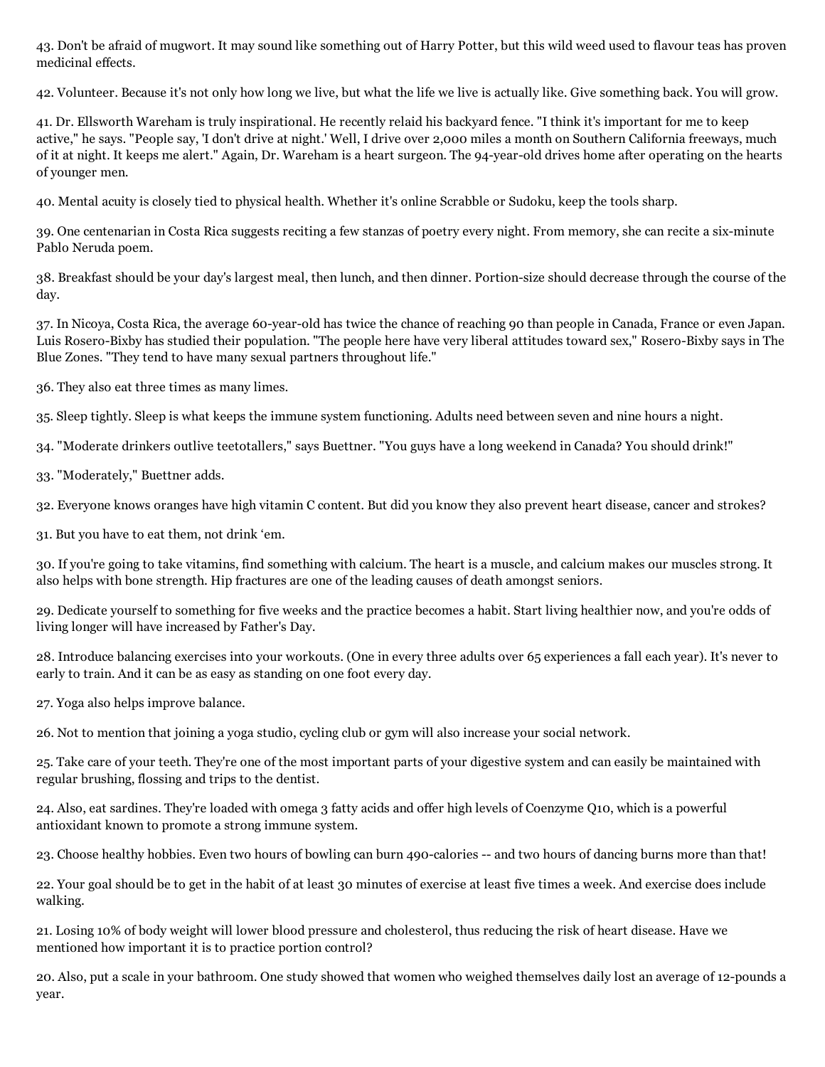43. Don't be afraid of mugwort. It may sound like something out of Harry Potter, but this wild weed used to flavour teas has proven medicinal effects.

42. Volunteer. Because it's not only how long we live, but what the life we live is actually like. Give something back. You will grow.

41. Dr. Ellsworth Wareham is truly inspirational. He recently relaid his backyard fence. "I think it's important for me to keep active," he says. "People say, 'I don't drive at night.' Well, I drive over 2,000 miles a month on Southern California freeways, much of it at night. It keeps me alert." Again, Dr. Wareham is a heart surgeon. The 94-year-old drives home after operating on the hearts of younger men.

40. Mental acuity is closely tied to physical health. Whether it's online Scrabble or Sudoku, keep the tools sharp.

39. One centenarian in Costa Rica suggests reciting a few stanzas of poetry every night. From memory, she can recite a six-minute Pablo Neruda poem.

38. Breakfast should be your day's largest meal, then lunch, and then dinner. Portion-size should decrease through the course of the day.

37. In Nicoya, Costa Rica, the average 60-year-old has twice the chance of reaching 90 than people in Canada, France or even Japan. Luis Rosero-Bixby has studied their population. "The people here have very liberal attitudes toward sex," Rosero-Bixby says in The Blue Zones. "They tend to have many sexual partners throughout life."

36. They also eat three times as many limes.

35. Sleep tightly. Sleep is what keeps the immune system functioning. Adults need between seven and nine hours a night.

34. "Moderate drinkers outlive teetotallers," says Buettner. "You guys have a long weekend in Canada? You should drink!"

33. "Moderately," Buettner adds.

32. Everyone knows oranges have high vitamin C content. But did you know they also prevent heart disease, cancer and strokes?

31. But you have to eat them, not drink 'em.

30. If you're going to take vitamins, find something with calcium. The heart is a muscle, and calcium makes our muscles strong. It also helps with bone strength. Hip fractures are one of the leading causes of death amongst seniors.

29. Dedicate yourself to something for five weeks and the practice becomes a habit. Start living healthier now, and you're odds of living longer will have increased by Father's Day.

28. Introduce balancing exercises into your workouts. (One in every three adults over 65 experiences a fall each year). It's never to early to train. And it can be as easy as standing on one foot every day.

27. Yoga also helps improve balance.

26. Not to mention that joining a yoga studio, cycling club or gym will also increase your social network.

25. Take care of your teeth. They're one of the most important parts of your digestive system and can easily be maintained with regular brushing, flossing and trips to the dentist.

24. Also, eat sardines. They're loaded with omega 3 fatty acids and offer high levels of Coenzyme Q10, which is a powerful antioxidant known to promote a strong immune system.

23. Choose healthy hobbies. Even two hours of bowling can burn 490-calories -- and two hours of dancing burns more than that!

22. Your goal should be to get in the habit of at least 30 minutes of exercise at least five times a week. And exercise does include walking.

21. Losing 10% of body weight will lower blood pressure and cholesterol, thus reducing the risk of heart disease. Have we mentioned how important it is to practice portion control?

20. Also, put a scale in your bathroom. One study showed that women who weighed themselves daily lost an average of 12-pounds a year.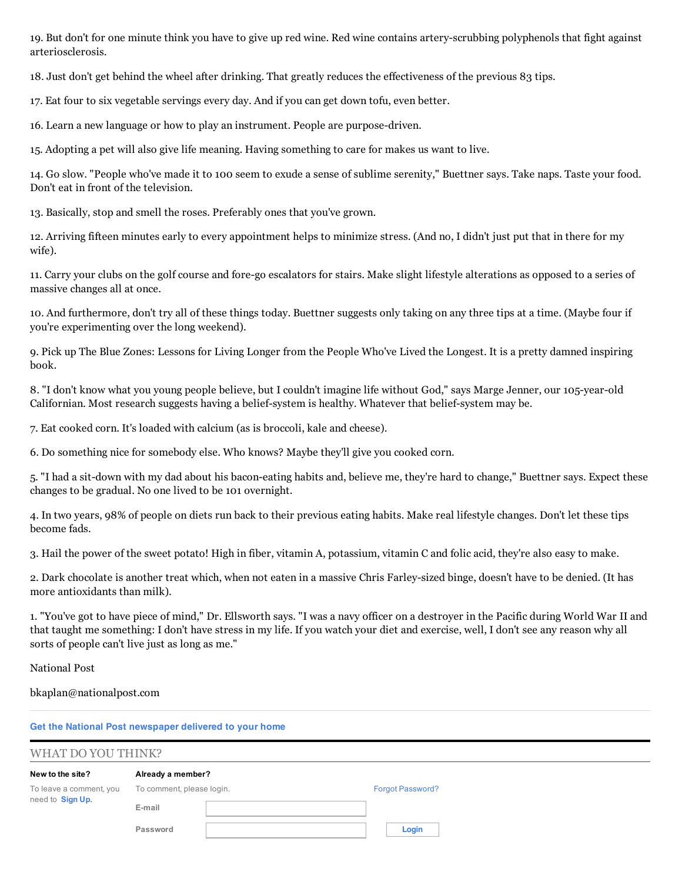19. But don't for one minute think you have to give up red wine. Red wine contains artery-scrubbing polyphenols that fight against arteriosclerosis.

18. Just don't get behind the wheel after drinking. That greatly reduces the effectiveness of the previous 83 tips.

17. Eat four to six vegetable servings every day. And if you can get down tofu, even better.

16. Learn a new language or how to play an instrument. People are purpose-driven.

15. Adopting a pet will also give life meaning. Having something to care for makes us want to live.

14. Go slow. "People who've made it to 100 seem to exude a sense of sublime serenity," Buettner says. Take naps. Taste your food. Don't eat in front of the television.

13. Basically, stop and smell the roses. Preferably ones that you've grown.

12. Arriving fifteen minutes early to every appointment helps to minimize stress. (And no, I didn't just put that in there for my wife).

11. Carry your clubs on the golf course and fore-go escalators for stairs. Make slight lifestyle alterations as opposed to a series of massive changes all at once.

10. And furthermore, don't try all of these things today. Buettner suggests only taking on any three tips at a time. (Maybe four if you're experimenting over the long weekend).

9. Pick up The Blue Zones: Lessons for Living Longer from the People Who've Lived the Longest. It is a pretty damned inspiring book.

8. "I don't know what you young people believe, but I couldn't imagine life without God," says Marge Jenner, our 105-year-old Californian. Most research suggests having a belief-system is healthy. Whatever that belief-system may be.

7. Eat cooked corn. It's loaded with calcium (as is broccoli, kale and cheese).

6. Do something nice for somebody else. Who knows? Maybe they'll give you cooked corn.

5. "I had a sit-down with my dad about his bacon-eating habits and, believe me, they're hard to change," Buettner says. Expect these changes to be gradual. No one lived to be 101 overnight.

4. In two years, 98% of people on diets run back to their previous eating habits. Make real lifestyle changes. Don't let these tips become fads.

3. Hail the power of the sweet potato! High in fiber, vitamin A, potassium, vitamin C and folic acid, they're also easy to make.

2. Dark chocolate is another treat which, when not eaten in a massive Chris Farley-sized binge, doesn't have to be denied. (It has more antioxidants than milk).

1. "You've got to have piece of mind," Dr. Ellsworth says. "I was a navy officer on a destroyer in the Pacific during World War II and that taught me something: I don't have stress in my life. If you watch your diet and exercise, well, I don't see any reason why all sorts of people can't live just as long as me."

National Post

bkaplan@nationalpost.com

**Get the National Post newspaper delivered to your home**

## WHAT DO YOU THINK?

**New to the site?**

To leave a comment, you need to **Sign Up**.

**Already a member?**

To comment, please login.

Forgot Password?

E-mail

Password

Login